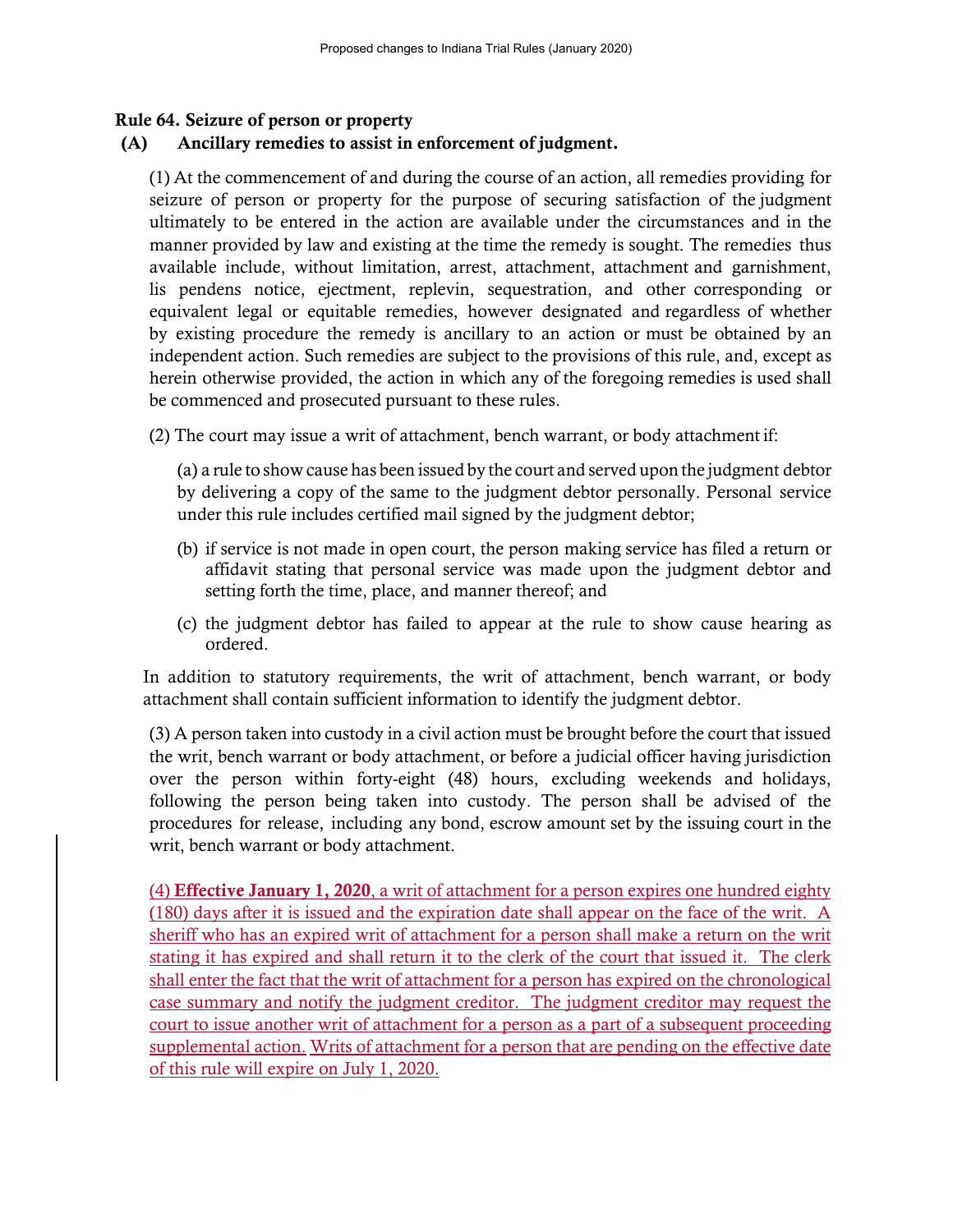**Rule 64. Seizure of person or property**

**(A) Ancillary remedies to assist in enforcement of judgment.**

(1) At the commencement of and during the course of an action, all remedies providing for seizure of person or property for the purpose of securing satisfaction of the judgment ultimately to be entered in the action are available under the circumstances and in the manner provided by law and existing at the time the remedy is sought. The remedies thus available include, without limitation, arrest, attachment, attachment and garnishment, lis pendens notice, ejectment, replevin, sequestration, and other corresponding or equivalent legal or equitable remedies, however designated and regardless of whether by existing procedure the remedy is ancillary to an action or must be obtained by an independent action. Such remedies are subject to the provisions of this rule, and, except as herein otherwise provided, the action in which any of the foregoing remedies is used shall be commenced and prosecuted pursuant to these rules.

(2) The court may issue a writ of attachment, bench warrant, or body attachment if:

(a) a rule to show cause has been issued by the court and served upon the judgment debtor by delivering a copy of the same to the judgment debtor personally. Personal service under this rule includes certified mail signed by the judgment debtor;

(b) if service is not made in open court, the person making service has filed a return or affidavit stating that personal service was made upon the judgment debtor and setting forth the time, place, and manner thereof; and

(c) the judgment debtor has failed to appear at the rule to show cause hearing as ordered.

In addition to statutory requirements, the writ of attachment, bench warrant, or body attachment shall contain sufficient information to identify the judgment debtor.

(3) A person taken into custody in a civil action must be brought before the court that issued the writ, bench warrant or body attachment, or before a judicial officer having jurisdiction over the person within forty-eight (48) hours, excluding weekends and holidays, following the person being taken into custody. The person shall be advised of the procedures for release, including any bond, escrow amount set by the issuing court in the writ, bench warrant or body attachment.

<u>(4) **Effective January 1, 2020**, a writ of attachment for a person expires one hundred eighty (180) days after it is issued and the expiration date shall appear on the face of the writ. A sheriff who has an expired writ of attachment for a person shall make a return on the writ stating it has expired and shall return it to the clerk of the court that issued it. The clerk shall enter the fact that the writ of attachment for a person has expired on the chronological case summary and notify the judgment creditor. The judgment creditor may request the court to issue another writ of attachment for a person as a part of a subsequent proceeding supplemental action. Writs of attachment for a person that are pending on the effective date of this rule will expire on July 1, 2020.</u>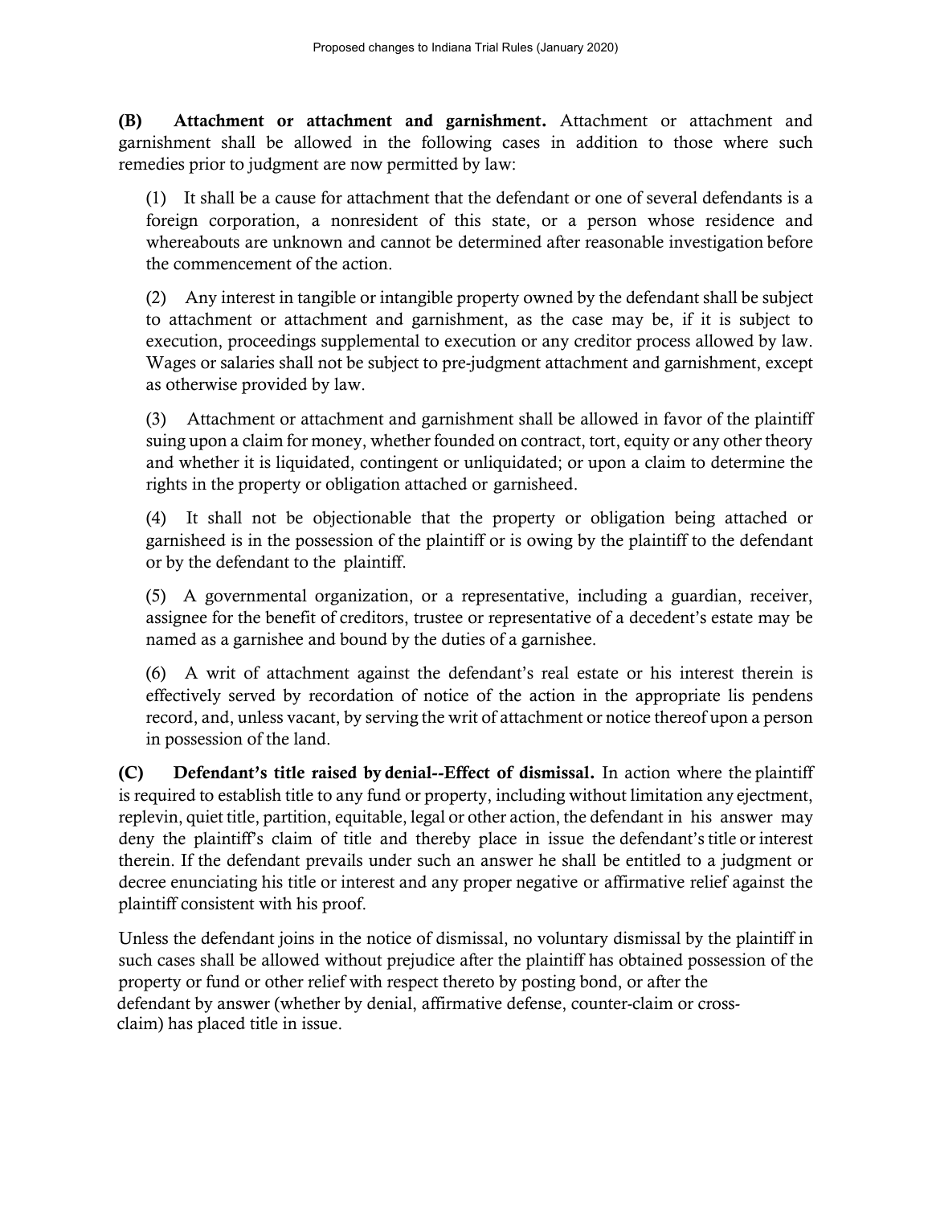**(B) Attachment or attachment and garnishment.** Attachment or attachment and garnishment shall be allowed in the following cases in addition to those where such remedies prior to judgment are now permitted by law:

(1) It shall be a cause for attachment that the defendant or one of several defendants is a foreign corporation, a nonresident of this state, or a person whose residence and whereabouts are unknown and cannot be determined after reasonable investigation before the commencement of the action.

(2) Any interest in tangible or intangible property owned by the defendant shall be subject to attachment or attachment and garnishment, as the case may be, if it is subject to execution, proceedings supplemental to execution or any creditor process allowed by law. Wages or salaries shall not be subject to pre-judgment attachment and garnishment, except as otherwise provided by law.

(3) Attachment or attachment and garnishment shall be allowed in favor of the plaintiff suing upon a claim for money, whether founded on contract, tort, equity or any other theory and whether it is liquidated, contingent or unliquidated; or upon a claim to determine the rights in the property or obligation attached or garnisheed.

(4) It shall not be objectionable that the property or obligation being attached or garnisheed is in the possession of the plaintiff or is owing by the plaintiff to the defendant or by the defendant to the plaintiff.

(5) A governmental organization, or a representative, including a guardian, receiver, assignee for the benefit of creditors, trustee or representative of a decedent's estate may be named as a garnishee and bound by the duties of a garnishee.

(6) A writ of attachment against the defendant's real estate or his interest therein is effectively served by recordation of notice of the action in the appropriate lis pendens record, and, unless vacant, by serving the writ of attachment or notice thereof upon a person in possession of the land.

**(C) Defendant's title raised by denial--Effect of dismissal.** In action where the plaintiff is required to establish title to any fund or property, including without limitation any ejectment, replevin, quiet title, partition, equitable, legal or other action, the defendant in his answer may deny the plaintiff's claim of title and thereby place in issue the defendant's title or interest therein. If the defendant prevails under such an answer he shall be entitled to a judgment or decree enunciating his title or interest and any proper negative or affirmative relief against the plaintiff consistent with his proof.

Unless the defendant joins in the notice of dismissal, no voluntary dismissal by the plaintiff in such cases shall be allowed without prejudice after the plaintiff has obtained possession of the property or fund or other relief with respect thereto by posting bond, or after the defendant by answer (whether by denial, affirmative defense, counter-claim or cross-claim) has placed title in issue.